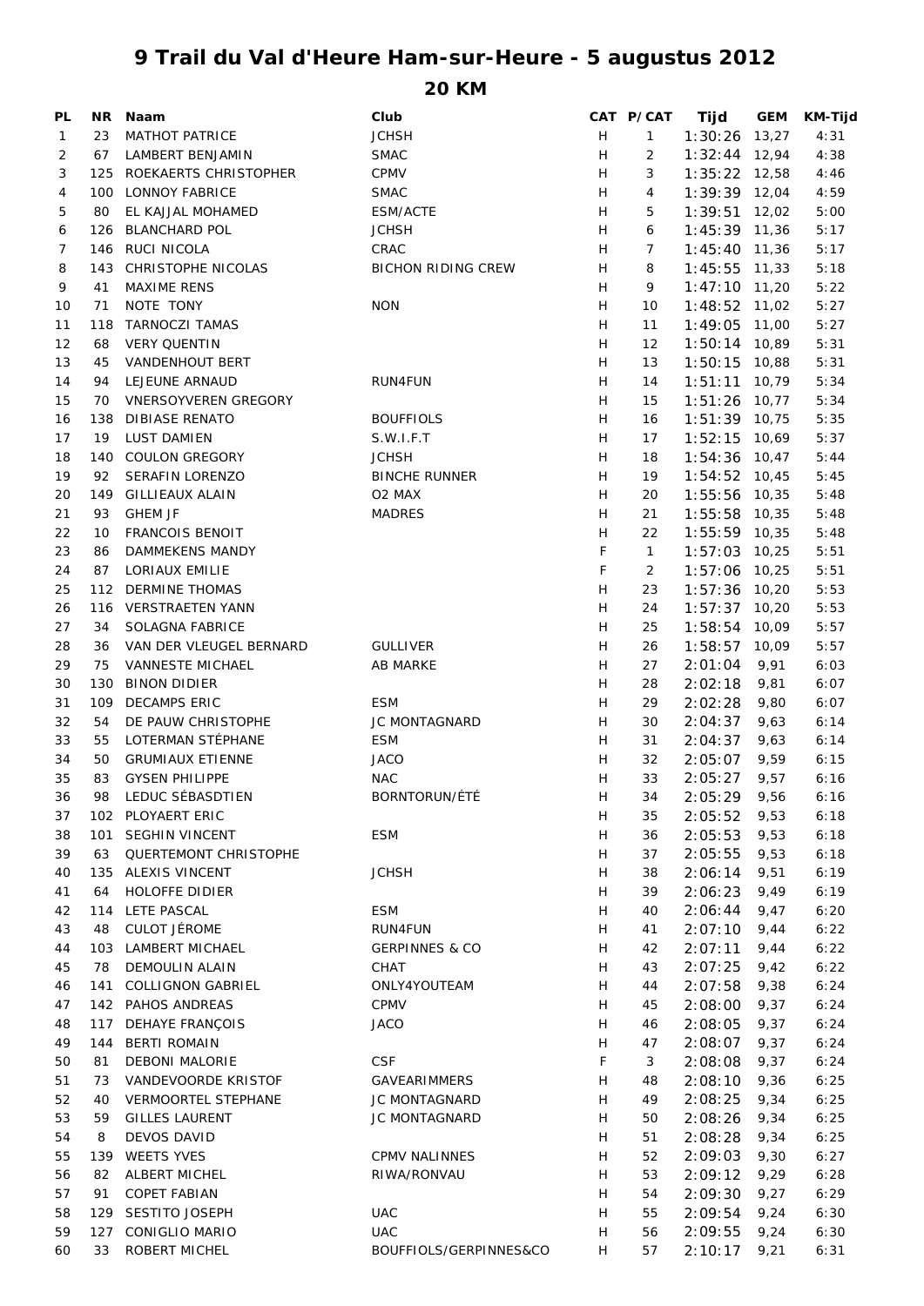# 9 Trail du Val d'Heure Ham-sur-Heure - 5 augustus 2012

## 20 KM

| PL | NR | Naam | Club | CAT | P/CAT | Tijd | GEM | KM-Tijd |
|---|---|---|---|---|---|---|---|---|
| 1 | 23 | MATHOT PATRICE | JCHSH | H | 1 | 1:30:26 | 13,27 | 4:31 |
| 2 | 67 | LAMBERT BENJAMIN | SMAC | H | 2 | 1:32:44 | 12,94 | 4:38 |
| 3 | 125 | ROEKAERTS CHRISTOPHER | CPMV | H | 3 | 1:35:22 | 12,58 | 4:46 |
| 4 | 100 | LONNOY FABRICE | SMAC | H | 4 | 1:39:39 | 12,04 | 4:59 |
| 5 | 80 | EL KAJJAL MOHAMED | ESM/ACTE | H | 5 | 1:39:51 | 12,02 | 5:00 |
| 6 | 126 | BLANCHARD POL | JCHSH | H | 6 | 1:45:39 | 11,36 | 5:17 |
| 7 | 146 | RUCI NICOLA | CRAC | H | 7 | 1:45:40 | 11,36 | 5:17 |
| 8 | 143 | CHRISTOPHE NICOLAS | BICHON RIDING CREW | H | 8 | 1:45:55 | 11,33 | 5:18 |
| 9 | 41 | MAXIME RENS | | H | 9 | 1:47:10 | 11,20 | 5:22 |
| 10 | 71 | NOTE TONY | NON | H | 10 | 1:48:52 | 11,02 | 5:27 |
| 11 | 118 | TARNOCZI TAMAS | | H | 11 | 1:49:05 | 11,00 | 5:27 |
| 12 | 68 | VERY QUENTIN | | H | 12 | 1:50:14 | 10,89 | 5:31 |
| 13 | 45 | VANDENHOUT BERT | | H | 13 | 1:50:15 | 10,88 | 5:31 |
| 14 | 94 | LEJEUNE ARNAUD | RUN4FUN | H | 14 | 1:51:11 | 10,79 | 5:34 |
| 15 | 70 | VNERSOYVEREN GREGORY | | H | 15 | 1:51:26 | 10,77 | 5:34 |
| 16 | 138 | DIBIASE RENATO | BOUFFIOLS | H | 16 | 1:51:39 | 10,75 | 5:35 |
| 17 | 19 | LUST DAMIEN | S.W.I.F.T | H | 17 | 1:52:15 | 10,69 | 5:37 |
| 18 | 140 | COULON GREGORY | JCHSH | H | 18 | 1:54:36 | 10,47 | 5:44 |
| 19 | 92 | SERAFIN LORENZO | BINCHE RUNNER | H | 19 | 1:54:52 | 10,45 | 5:45 |
| 20 | 149 | GILLIEAUX ALAIN | O2 MAX | H | 20 | 1:55:56 | 10,35 | 5:48 |
| 21 | 93 | GHEM JF | MADRES | H | 21 | 1:55:58 | 10,35 | 5:48 |
| 22 | 10 | FRANCOIS BENOIT | | H | 22 | 1:55:59 | 10,35 | 5:48 |
| 23 | 86 | DAMMEKENS MANDY | | F | 1 | 1:57:03 | 10,25 | 5:51 |
| 24 | 87 | LORIAUX EMILIE | | F | 2 | 1:57:06 | 10,25 | 5:51 |
| 25 | 112 | DERMINE THOMAS | | H | 23 | 1:57:36 | 10,20 | 5:53 |
| 26 | 116 | VERSTRAETEN YANN | | H | 24 | 1:57:37 | 10,20 | 5:53 |
| 27 | 34 | SOLAGNA FABRICE | | H | 25 | 1:58:54 | 10,09 | 5:57 |
| 28 | 36 | VAN DER VLEUGEL BERNARD | GULLIVER | H | 26 | 1:58:57 | 10,09 | 5:57 |
| 29 | 75 | VANNESTE MICHAEL | AB MARKE | H | 27 | 2:01:04 | 9,91 | 6:03 |
| 30 | 130 | BINON DIDIER | | H | 28 | 2:02:18 | 9,81 | 6:07 |
| 31 | 109 | DECAMPS ERIC | ESM | H | 29 | 2:02:28 | 9,80 | 6:07 |
| 32 | 54 | DE PAUW CHRISTOPHE | JC MONTAGNARD | H | 30 | 2:04:37 | 9,63 | 6:14 |
| 33 | 55 | LOTERMAN STÉPHANE | ESM | H | 31 | 2:04:37 | 9,63 | 6:14 |
| 34 | 50 | GRUMIAUX ETIENNE | JACO | H | 32 | 2:05:07 | 9,59 | 6:15 |
| 35 | 83 | GYSEN PHILIPPE | NAC | H | 33 | 2:05:27 | 9,57 | 6:16 |
| 36 | 98 | LEDUC SÉBASDTIEN | BORNTORUN/ÉTÉ | H | 34 | 2:05:29 | 9,56 | 6:16 |
| 37 | 102 | PLOYAERT ERIC | | H | 35 | 2:05:52 | 9,53 | 6:18 |
| 38 | 101 | SEGHIN VINCENT | ESM | H | 36 | 2:05:53 | 9,53 | 6:18 |
| 39 | 63 | QUERTEMONT CHRISTOPHE | | H | 37 | 2:05:55 | 9,53 | 6:18 |
| 40 | 135 | ALEXIS VINCENT | JCHSH | H | 38 | 2:06:14 | 9,51 | 6:19 |
| 41 | 64 | HOLOFFE DIDIER | | H | 39 | 2:06:23 | 9,49 | 6:19 |
| 42 | 114 | LETE PASCAL | ESM | H | 40 | 2:06:44 | 9,47 | 6:20 |
| 43 | 48 | CULOT JÉROME | RUN4FUN | H | 41 | 2:07:10 | 9,44 | 6:22 |
| 44 | 103 | LAMBERT MICHAEL | GERPINNES & CO | H | 42 | 2:07:11 | 9,44 | 6:22 |
| 45 | 78 | DEMOULIN ALAIN | CHAT | H | 43 | 2:07:25 | 9,42 | 6:22 |
| 46 | 141 | COLLIGNON GABRIEL | ONLY4YOUTEAM | H | 44 | 2:07:58 | 9,38 | 6:24 |
| 47 | 142 | PAHOS ANDREAS | CPMV | H | 45 | 2:08:00 | 9,37 | 6:24 |
| 48 | 117 | DEHAYE FRANÇOIS | JACO | H | 46 | 2:08:05 | 9,37 | 6:24 |
| 49 | 144 | BERTI ROMAIN | | H | 47 | 2:08:07 | 9,37 | 6:24 |
| 50 | 81 | DEBONI MALORIE | CSF | F | 3 | 2:08:08 | 9,37 | 6:24 |
| 51 | 73 | VANDEVOORDE KRISTOF | GAVEARIMMERS | H | 48 | 2:08:10 | 9,36 | 6:25 |
| 52 | 40 | VERMOORTEL STEPHANE | JC MONTAGNARD | H | 49 | 2:08:25 | 9,34 | 6:25 |
| 53 | 59 | GILLES LAURENT | JC MONTAGNARD | H | 50 | 2:08:26 | 9,34 | 6:25 |
| 54 | 8 | DEVOS DAVID | | H | 51 | 2:08:28 | 9,34 | 6:25 |
| 55 | 139 | WEETS YVES | CPMV NALINNES | H | 52 | 2:09:03 | 9,30 | 6:27 |
| 56 | 82 | ALBERT MICHEL | RIWA/RONVAU | H | 53 | 2:09:12 | 9,29 | 6:28 |
| 57 | 91 | COPET FABIAN | | H | 54 | 2:09:30 | 9,27 | 6:29 |
| 58 | 129 | SESTITO JOSEPH | UAC | H | 55 | 2:09:54 | 9,24 | 6:30 |
| 59 | 127 | CONIGLIO MARIO | UAC | H | 56 | 2:09:55 | 9,24 | 6:30 |
| 60 | 33 | ROBERT MICHEL | BOUFFIOLS/GERPINNES&CO | H | 57 | 2:10:17 | 9,21 | 6:31 |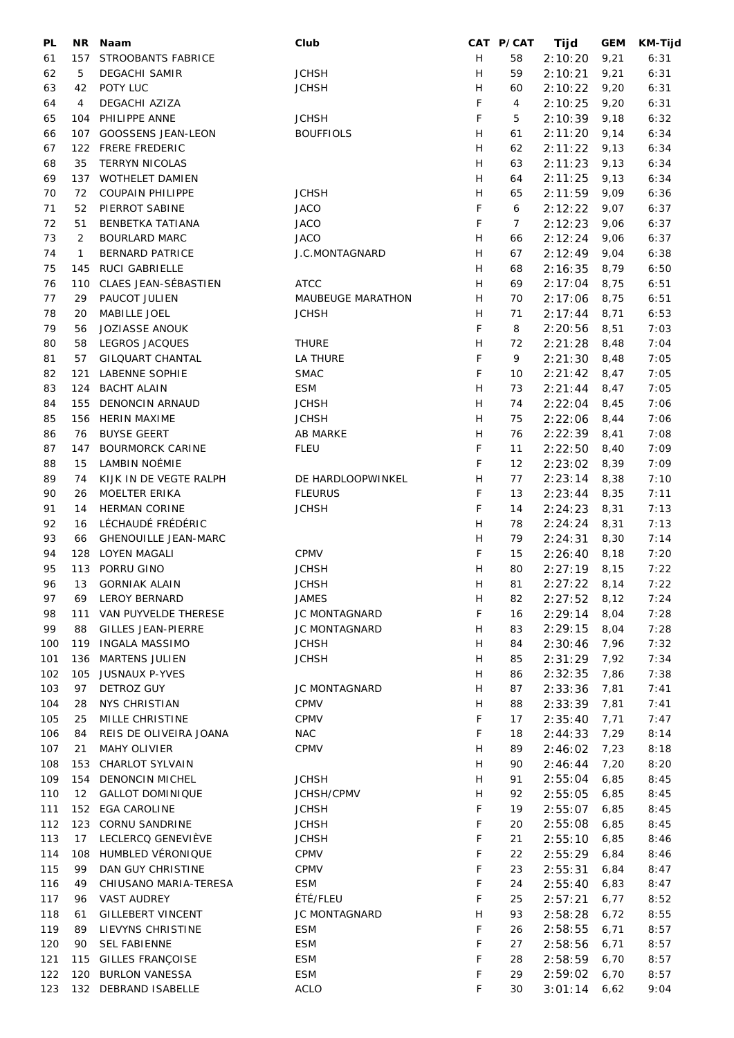| PL | NR | Naam | Club | CAT | P/CAT | Tijd | GEM | KM-Tijd |
|---|---|---|---|---|---|---|---|---|
| 61 | 157 | STROOBANTS FABRICE | | H | 58 | 2:10:20 | 9,21 | 6:31 |
| 62 | 5 | DEGACHI SAMIR | JCHSH | H | 59 | 2:10:21 | 9,21 | 6:31 |
| 63 | 42 | POTY LUC | JCHSH | H | 60 | 2:10:22 | 9,20 | 6:31 |
| 64 | 4 | DEGACHI AZIZA | | F | 4 | 2:10:25 | 9,20 | 6:31 |
| 65 | 104 | PHILIPPE ANNE | JCHSH | F | 5 | 2:10:39 | 9,18 | 6:32 |
| 66 | 107 | GOOSSENS JEAN-LEON | BOUFFIOLS | H | 61 | 2:11:20 | 9,14 | 6:34 |
| 67 | 122 | FRERE FREDERIC | | H | 62 | 2:11:22 | 9,13 | 6:34 |
| 68 | 35 | TERRYN NICOLAS | | H | 63 | 2:11:23 | 9,13 | 6:34 |
| 69 | 137 | WOTHELET DAMIEN | | H | 64 | 2:11:25 | 9,13 | 6:34 |
| 70 | 72 | COUPAIN PHILIPPE | JCHSH | H | 65 | 2:11:59 | 9,09 | 6:36 |
| 71 | 52 | PIERROT SABINE | JACO | F | 6 | 2:12:22 | 9,07 | 6:37 |
| 72 | 51 | BENBETKA TATIANA | JACO | F | 7 | 2:12:23 | 9,06 | 6:37 |
| 73 | 2 | BOURLARD MARC | JACO | H | 66 | 2:12:24 | 9,06 | 6:37 |
| 74 | 1 | BERNARD PATRICE | J.C.MONTAGNARD | H | 67 | 2:12:49 | 9,04 | 6:38 |
| 75 | 145 | RUCI GABRIELLE | | H | 68 | 2:16:35 | 8,79 | 6:50 |
| 76 | 110 | CLAES JEAN-SÉBASTIEN | ATCC | H | 69 | 2:17:04 | 8,75 | 6:51 |
| 77 | 29 | PAUCOT JULIEN | MAUBEUGE MARATHON | H | 70 | 2:17:06 | 8,75 | 6:51 |
| 78 | 20 | MABILLE JOEL | JCHSH | H | 71 | 2:17:44 | 8,71 | 6:53 |
| 79 | 56 | JOZIASSE ANOUK | | F | 8 | 2:20:56 | 8,51 | 7:03 |
| 80 | 58 | LEGROS JACQUES | THURE | H | 72 | 2:21:28 | 8,48 | 7:04 |
| 81 | 57 | GILQUART CHANTAL | LA THURE | F | 9 | 2:21:30 | 8,48 | 7:05 |
| 82 | 121 | LABENNE SOPHIE | SMAC | F | 10 | 2:21:42 | 8,47 | 7:05 |
| 83 | 124 | BACHT ALAIN | ESM | H | 73 | 2:21:44 | 8,47 | 7:05 |
| 84 | 155 | DENONCIN ARNAUD | JCHSH | H | 74 | 2:22:04 | 8,45 | 7:06 |
| 85 | 156 | HERIN MAXIME | JCHSH | H | 75 | 2:22:06 | 8,44 | 7:06 |
| 86 | 76 | BUYSE GEERT | AB MARKE | H | 76 | 2:22:39 | 8,41 | 7:08 |
| 87 | 147 | BOURMORCK CARINE | FLEU | F | 11 | 2:22:50 | 8,40 | 7:09 |
| 88 | 15 | LAMBIN NOÉMIE | | F | 12 | 2:23:02 | 8,39 | 7:09 |
| 89 | 74 | KIJK IN DE VEGTE RALPH | DE HARDLOOPWINKEL | H | 77 | 2:23:14 | 8,38 | 7:10 |
| 90 | 26 | MOELTER ERIKA | FLEURUS | F | 13 | 2:23:44 | 8,35 | 7:11 |
| 91 | 14 | HERMAN CORINE | JCHSH | F | 14 | 2:24:23 | 8,31 | 7:13 |
| 92 | 16 | LÉCHAUDÉ FRÉDÉRIC | | H | 78 | 2:24:24 | 8,31 | 7:13 |
| 93 | 66 | GHENOUILLE JEAN-MARC | | H | 79 | 2:24:31 | 8,30 | 7:14 |
| 94 | 128 | LOYEN MAGALI | CPMV | F | 15 | 2:26:40 | 8,18 | 7:20 |
| 95 | 113 | PORRU GINO | JCHSH | H | 80 | 2:27:19 | 8,15 | 7:22 |
| 96 | 13 | GORNIAK ALAIN | JCHSH | H | 81 | 2:27:22 | 8,14 | 7:22 |
| 97 | 69 | LEROY BERNARD | JAMES | H | 82 | 2:27:52 | 8,12 | 7:24 |
| 98 | 111 | VAN PUYVELDE THERESE | JC MONTAGNARD | F | 16 | 2:29:14 | 8,04 | 7:28 |
| 99 | 88 | GILLES JEAN-PIERRE | JC MONTAGNARD | H | 83 | 2:29:15 | 8,04 | 7:28 |
| 100 | 119 | INGALA MASSIMO | JCHSH | H | 84 | 2:30:46 | 7,96 | 7:32 |
| 101 | 136 | MARTENS JULIEN | JCHSH | H | 85 | 2:31:29 | 7,92 | 7:34 |
| 102 | 105 | JUSNAUX P-YVES | | H | 86 | 2:32:35 | 7,86 | 7:38 |
| 103 | 97 | DETROZ GUY | JC MONTAGNARD | H | 87 | 2:33:36 | 7,81 | 7:41 |
| 104 | 28 | NYS CHRISTIAN | CPMV | H | 88 | 2:33:39 | 7,81 | 7:41 |
| 105 | 25 | MILLE CHRISTINE | CPMV | F | 17 | 2:35:40 | 7,71 | 7:47 |
| 106 | 84 | REIS DE OLIVEIRA JOANA | NAC | F | 18 | 2:44:33 | 7,29 | 8:14 |
| 107 | 21 | MAHY OLIVIER | CPMV | H | 89 | 2:46:02 | 7,23 | 8:18 |
| 108 | 153 | CHARLOT SYLVAIN | | H | 90 | 2:46:44 | 7,20 | 8:20 |
| 109 | 154 | DENONCIN MICHEL | JCHSH | H | 91 | 2:55:04 | 6,85 | 8:45 |
| 110 | 12 | GALLOT DOMINIQUE | JCHSH/CPMV | H | 92 | 2:55:05 | 6,85 | 8:45 |
| 111 | 152 | EGA CAROLINE | JCHSH | F | 19 | 2:55:07 | 6,85 | 8:45 |
| 112 | 123 | CORNU SANDRINE | JCHSH | F | 20 | 2:55:08 | 6,85 | 8:45 |
| 113 | 17 | LECLERCQ GENEVIÈVE | JCHSH | F | 21 | 2:55:10 | 6,85 | 8:46 |
| 114 | 108 | HUMBLED VÉRONIQUE | CPMV | F | 22 | 2:55:29 | 6,84 | 8:46 |
| 115 | 99 | DAN GUY CHRISTINE | CPMV | F | 23 | 2:55:31 | 6,84 | 8:47 |
| 116 | 49 | CHIUSANO MARIA-TERESA | ESM | F | 24 | 2:55:40 | 6,83 | 8:47 |
| 117 | 96 | VAST AUDREY | ÉTÉ/FLEU | F | 25 | 2:57:21 | 6,77 | 8:52 |
| 118 | 61 | GILLEBERT VINCENT | JC MONTAGNARD | H | 93 | 2:58:28 | 6,72 | 8:55 |
| 119 | 89 | LIEVYNS CHRISTINE | ESM | F | 26 | 2:58:55 | 6,71 | 8:57 |
| 120 | 90 | SEL FABIENNE | ESM | F | 27 | 2:58:56 | 6,71 | 8:57 |
| 121 | 115 | GILLES FRANÇOISE | ESM | F | 28 | 2:58:59 | 6,70 | 8:57 |
| 122 | 120 | BURLON VANESSA | ESM | F | 29 | 2:59:02 | 6,70 | 8:57 |
| 123 | 132 | DEBRAND ISABELLE | ACLO | F | 30 | 3:01:14 | 6,62 | 9:04 |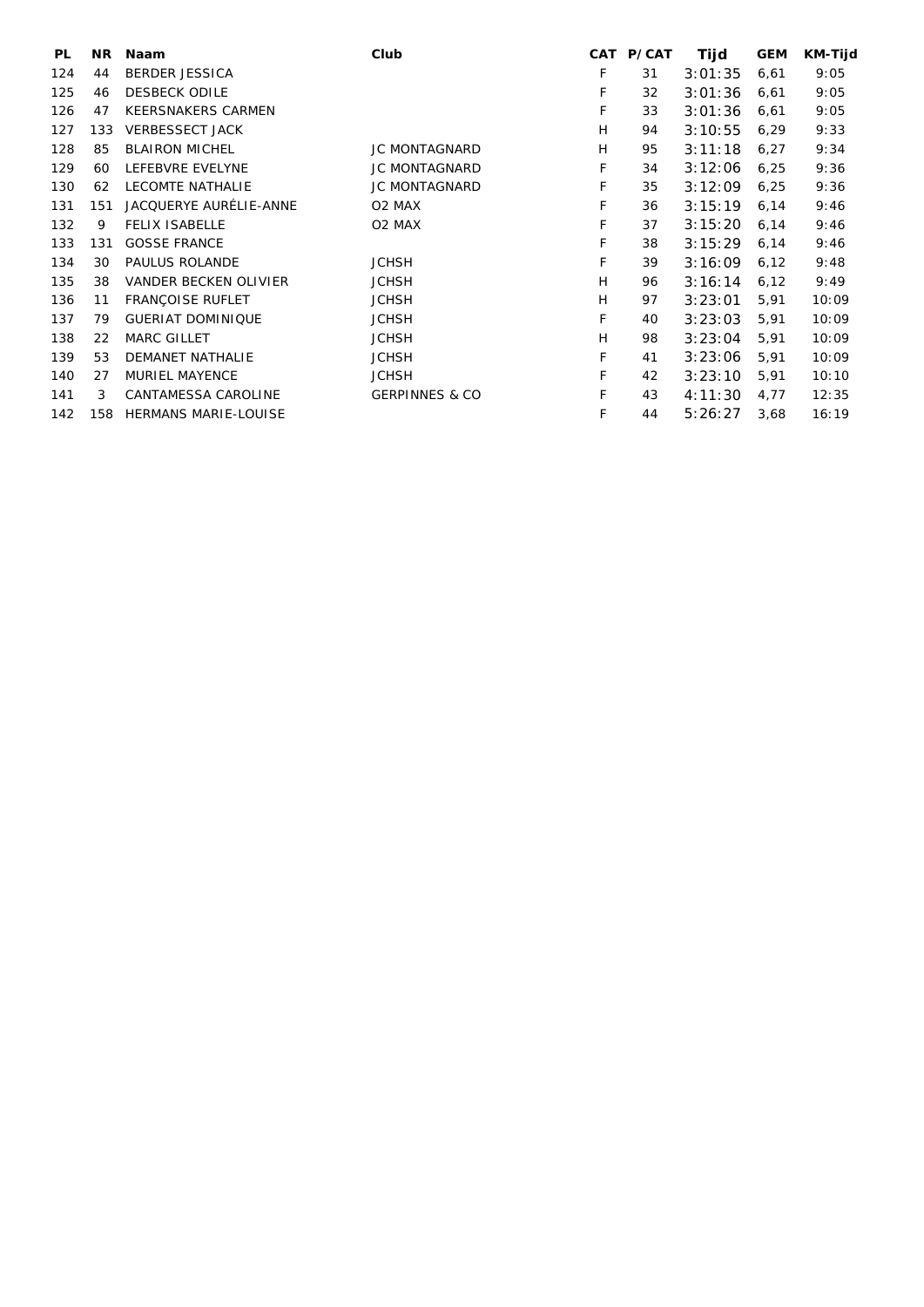| PL | NR | Naam | Club | CAT | P/CAT | Tijd | GEM | KM-Tijd |
|---|---|---|---|---|---|---|---|---|
| 124 | 44 | BERDER JESSICA | | F | 31 | 3:01:35 | 6,61 | 9:05 |
| 125 | 46 | DESBECK ODILE | | F | 32 | 3:01:36 | 6,61 | 9:05 |
| 126 | 47 | KEERSNAKERS CARMEN | | F | 33 | 3:01:36 | 6,61 | 9:05 |
| 127 | 133 | VERBESSECT JACK | | H | 94 | 3:10:55 | 6,29 | 9:33 |
| 128 | 85 | BLAIRON MICHEL | JC MONTAGNARD | H | 95 | 3:11:18 | 6,27 | 9:34 |
| 129 | 60 | LEFEBVRE EVELYNE | JC MONTAGNARD | F | 34 | 3:12:06 | 6,25 | 9:36 |
| 130 | 62 | LECOMTE NATHALIE | JC MONTAGNARD | F | 35 | 3:12:09 | 6,25 | 9:36 |
| 131 | 151 | JACQUERYE AURÉLIE-ANNE | O2 MAX | F | 36 | 3:15:19 | 6,14 | 9:46 |
| 132 | 9 | FELIX ISABELLE | O2 MAX | F | 37 | 3:15:20 | 6,14 | 9:46 |
| 133 | 131 | GOSSE FRANCE | | F | 38 | 3:15:29 | 6,14 | 9:46 |
| 134 | 30 | PAULUS ROLANDE | JCHSH | F | 39 | 3:16:09 | 6,12 | 9:48 |
| 135 | 38 | VANDER BECKEN OLIVIER | JCHSH | H | 96 | 3:16:14 | 6,12 | 9:49 |
| 136 | 11 | FRANÇOISE RUFLET | JCHSH | H | 97 | 3:23:01 | 5,91 | 10:09 |
| 137 | 79 | GUERIAT DOMINIQUE | JCHSH | F | 40 | 3:23:03 | 5,91 | 10:09 |
| 138 | 22 | MARC GILLET | JCHSH | H | 98 | 3:23:04 | 5,91 | 10:09 |
| 139 | 53 | DEMANET NATHALIE | JCHSH | F | 41 | 3:23:06 | 5,91 | 10:09 |
| 140 | 27 | MURIEL MAYENCE | JCHSH | F | 42 | 3:23:10 | 5,91 | 10:10 |
| 141 | 3 | CANTAMESSA CAROLINE | GERPINNES & CO | F | 43 | 4:11:30 | 4,77 | 12:35 |
| 142 | 158 | HERMANS MARIE-LOUISE | | F | 44 | 5:26:27 | 3,68 | 16:19 |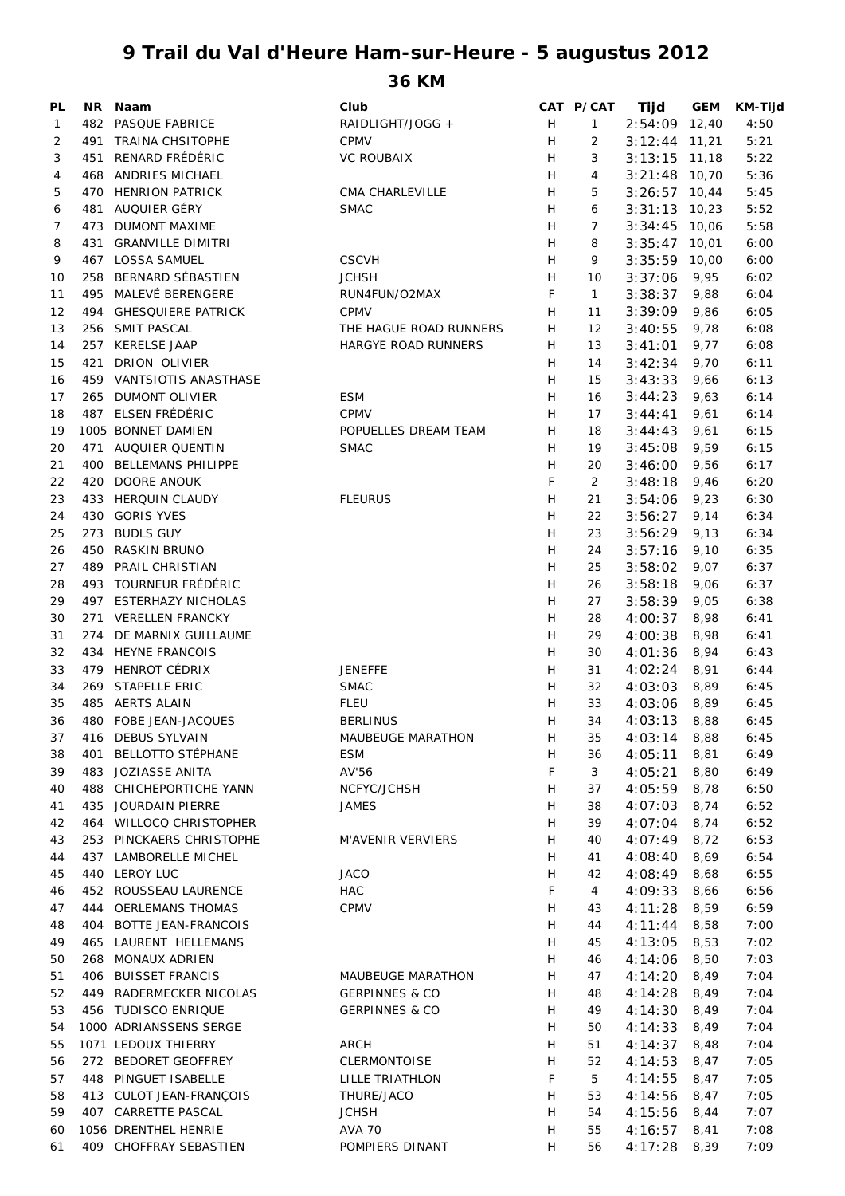# 9 Trail du Val d'Heure Ham-sur-Heure - 5 augustus 2012

## 36 KM

| PL | NR | Naam | Club | CAT | P/CAT | Tijd | GEM | KM-Tijd |
|---|---|---|---|---|---|---|---|---|
| 1 | 482 | PASQUE FABRICE | RAIDLIGHT/JOGG + | H | 1 | 2:54:09 | 12,40 | 4:50 |
| 2 | 491 | TRAINA CHSITOPHE | CPMV | H | 2 | 3:12:44 | 11,21 | 5:21 |
| 3 | 451 | RENARD FRÉDÉRIC | VC ROUBAIX | H | 3 | 3:13:15 | 11,18 | 5:22 |
| 4 | 468 | ANDRIES MICHAEL | | H | 4 | 3:21:48 | 10,70 | 5:36 |
| 5 | 470 | HENRION PATRICK | CMA CHARLEVILLE | H | 5 | 3:26:57 | 10,44 | 5:45 |
| 6 | 481 | AUQUIER GÉRY | SMAC | H | 6 | 3:31:13 | 10,23 | 5:52 |
| 7 | 473 | DUMONT MAXIME | | H | 7 | 3:34:45 | 10,06 | 5:58 |
| 8 | 431 | GRANVILLE DIMITRI | | H | 8 | 3:35:47 | 10,01 | 6:00 |
| 9 | 467 | LOSSA SAMUEL | CSCVH | H | 9 | 3:35:59 | 10,00 | 6:00 |
| 10 | 258 | BERNARD SÉBASTIEN | JCHSH | H | 10 | 3:37:06 | 9,95 | 6:02 |
| 11 | 495 | MALEVÉ BERENGERE | RUN4FUN/O2MAX | F | 1 | 3:38:37 | 9,88 | 6:04 |
| 12 | 494 | GHESQUIERE PATRICK | CPMV | H | 11 | 3:39:09 | 9,86 | 6:05 |
| 13 | 256 | SMIT PASCAL | THE HAGUE ROAD RUNNERS | H | 12 | 3:40:55 | 9,78 | 6:08 |
| 14 | 257 | KERELSE JAAP | HARGYE ROAD RUNNERS | H | 13 | 3:41:01 | 9,77 | 6:08 |
| 15 | 421 | DRION OLIVIER | | H | 14 | 3:42:34 | 9,70 | 6:11 |
| 16 | 459 | VANTSIOTIS ANASTHASE | | H | 15 | 3:43:33 | 9,66 | 6:13 |
| 17 | 265 | DUMONT OLIVIER | ESM | H | 16 | 3:44:23 | 9,63 | 6:14 |
| 18 | 487 | ELSEN FRÉDÉRIC | CPMV | H | 17 | 3:44:41 | 9,61 | 6:14 |
| 19 | 1005 | BONNET DAMIEN | POPUELLES DREAM TEAM | H | 18 | 3:44:43 | 9,61 | 6:15 |
| 20 | 471 | AUQUIER QUENTIN | SMAC | H | 19 | 3:45:08 | 9,59 | 6:15 |
| 21 | 400 | BELLEMANS PHILIPPE | | H | 20 | 3:46:00 | 9,56 | 6:17 |
| 22 | 420 | DOORE ANOUK | | F | 2 | 3:48:18 | 9,46 | 6:20 |
| 23 | 433 | HERQUIN CLAUDY | FLEURUS | H | 21 | 3:54:06 | 9,23 | 6:30 |
| 24 | 430 | GORIS YVES | | H | 22 | 3:56:27 | 9,14 | 6:34 |
| 25 | 273 | BUDLS GUY | | H | 23 | 3:56:29 | 9,13 | 6:34 |
| 26 | 450 | RASKIN BRUNO | | H | 24 | 3:57:16 | 9,10 | 6:35 |
| 27 | 489 | PRAIL CHRISTIAN | | H | 25 | 3:58:02 | 9,07 | 6:37 |
| 28 | 493 | TOURNEUR FRÉDÉRIC | | H | 26 | 3:58:18 | 9,06 | 6:37 |
| 29 | 497 | ESTERHAZY NICHOLAS | | H | 27 | 3:58:39 | 9,05 | 6:38 |
| 30 | 271 | VERELLEN FRANCKY | | H | 28 | 4:00:37 | 8,98 | 6:41 |
| 31 | 274 | DE MARNIX GUILLAUME | | H | 29 | 4:00:38 | 8,98 | 6:41 |
| 32 | 434 | HEYNE FRANCOIS | | H | 30 | 4:01:36 | 8,94 | 6:43 |
| 33 | 479 | HENROT CÉDRIX | JENEFFE | H | 31 | 4:02:24 | 8,91 | 6:44 |
| 34 | 269 | STAPELLE ERIC | SMAC | H | 32 | 4:03:03 | 8,89 | 6:45 |
| 35 | 485 | AERTS ALAIN | FLEU | H | 33 | 4:03:06 | 8,89 | 6:45 |
| 36 | 480 | FOBE JEAN-JACQUES | BERLINUS | H | 34 | 4:03:13 | 8,88 | 6:45 |
| 37 | 416 | DEBUS SYLVAIN | MAUBEUGE MARATHON | H | 35 | 4:03:14 | 8,88 | 6:45 |
| 38 | 401 | BELLOTTO STÉPHANE | ESM | H | 36 | 4:05:11 | 8,81 | 6:49 |
| 39 | 483 | JOZIASSE ANITA | AV'56 | F | 3 | 4:05:21 | 8,80 | 6:49 |
| 40 | 488 | CHICHEPORTICHE YANN | NCFYC/JCHSH | H | 37 | 4:05:59 | 8,78 | 6:50 |
| 41 | 435 | JOURDAIN PIERRE | JAMES | H | 38 | 4:07:03 | 8,74 | 6:52 |
| 42 | 464 | WILLOCQ CHRISTOPHER | | H | 39 | 4:07:04 | 8,74 | 6:52 |
| 43 | 253 | PINCKAERS CHRISTOPHE | M'AVENIR VERVIERS | H | 40 | 4:07:49 | 8,72 | 6:53 |
| 44 | 437 | LAMBORELLE MICHEL | | H | 41 | 4:08:40 | 8,69 | 6:54 |
| 45 | 440 | LEROY LUC | JACO | H | 42 | 4:08:49 | 8,68 | 6:55 |
| 46 | 452 | ROUSSEAU LAURENCE | HAC | F | 4 | 4:09:33 | 8,66 | 6:56 |
| 47 | 444 | OERLEMANS THOMAS | CPMV | H | 43 | 4:11:28 | 8,59 | 6:59 |
| 48 | 404 | BOTTE JEAN-FRANCOIS | | H | 44 | 4:11:44 | 8,58 | 7:00 |
| 49 | 465 | LAURENT HELLEMANS | | H | 45 | 4:13:05 | 8,53 | 7:02 |
| 50 | 268 | MONAUX ADRIEN | | H | 46 | 4:14:06 | 8,50 | 7:03 |
| 51 | 406 | BUISSET FRANCIS | MAUBEUGE MARATHON | H | 47 | 4:14:20 | 8,49 | 7:04 |
| 52 | 449 | RADERMECKER NICOLAS | GERPINNES & CO | H | 48 | 4:14:28 | 8,49 | 7:04 |
| 53 | 456 | TUDISCO ENRIQUE | GERPINNES & CO | H | 49 | 4:14:30 | 8,49 | 7:04 |
| 54 | 1000 | ADRIANSSENS SERGE | | H | 50 | 4:14:33 | 8,49 | 7:04 |
| 55 | 1071 | LEDOUX THIERRY | ARCH | H | 51 | 4:14:37 | 8,48 | 7:04 |
| 56 | 272 | BEDORET GEOFFREY | CLERMONTOISE | H | 52 | 4:14:53 | 8,47 | 7:05 |
| 57 | 448 | PINGUET ISABELLE | LILLE TRIATHLON | F | 5 | 4:14:55 | 8,47 | 7:05 |
| 58 | 413 | CULOT JEAN-FRANÇOIS | THURE/JACO | H | 53 | 4:14:56 | 8,47 | 7:05 |
| 59 | 407 | CARRETTE PASCAL | JCHSH | H | 54 | 4:15:56 | 8,44 | 7:07 |
| 60 | 1056 | DRENTHEL HENRIE | AVA 70 | H | 55 | 4:16:57 | 8,41 | 7:08 |
| 61 | 409 | CHOFFRAY SEBASTIEN | POMPIERS DINANT | H | 56 | 4:17:28 | 8,39 | 7:09 |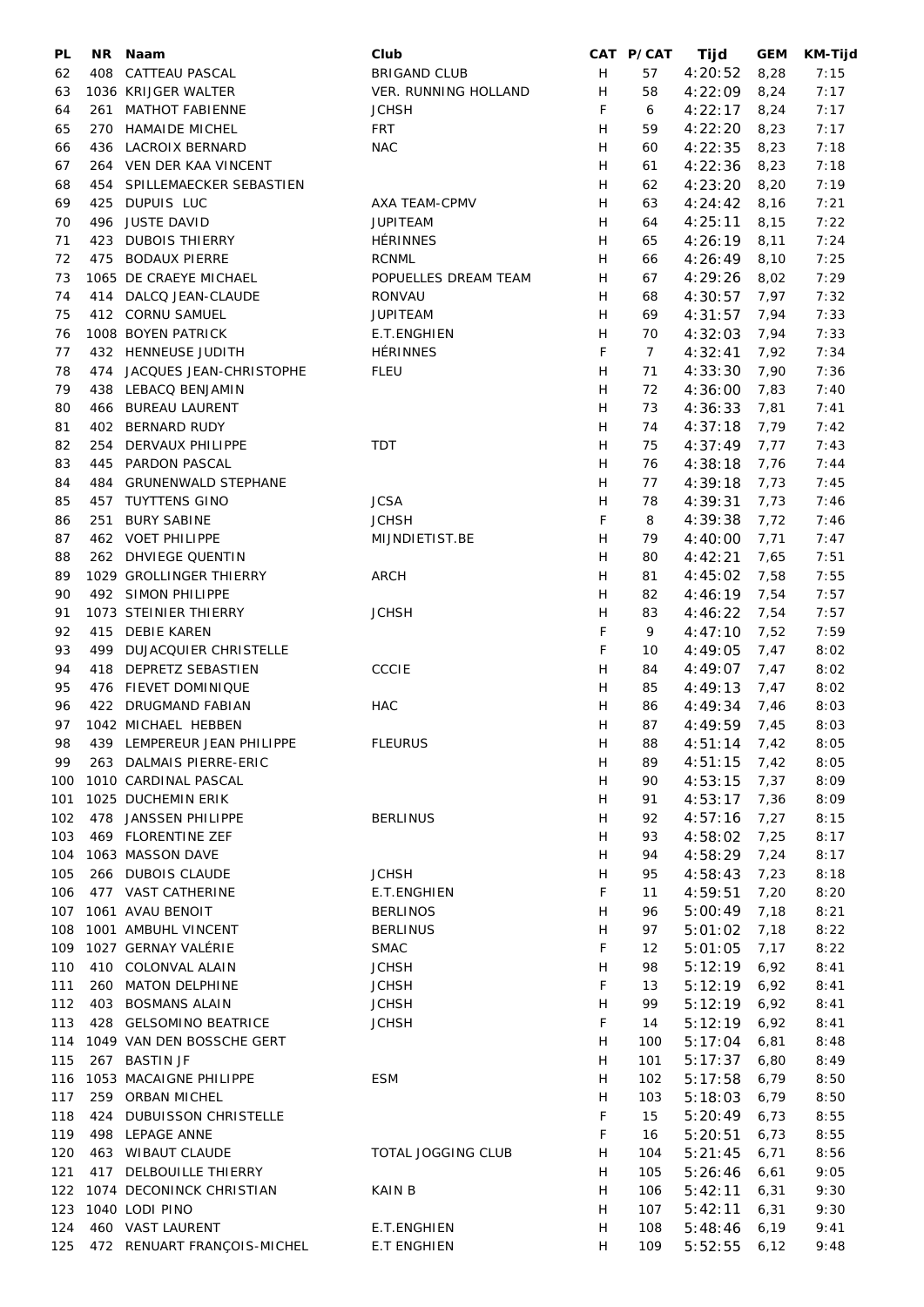| PL | NR | Naam | Club | CAT | P/CAT | Tijd | GEM | KM-Tijd |
|---|---|---|---|---|---|---|---|---|
| 62 | 408 | CATTEAU PASCAL | BRIGAND CLUB | H | 57 | 4:20:52 | 8,28 | 7:15 |
| 63 | 1036 | KRIJGER WALTER | VER. RUNNING HOLLAND | H | 58 | 4:22:09 | 8,24 | 7:17 |
| 64 | 261 | MATHOT FABIENNE | JCHSH | F | 6 | 4:22:17 | 8,24 | 7:17 |
| 65 | 270 | HAMAIDE MICHEL | FRT | H | 59 | 4:22:20 | 8,23 | 7:17 |
| 66 | 436 | LACROIX BERNARD | NAC | H | 60 | 4:22:35 | 8,23 | 7:18 |
| 67 | 264 | VEN DER KAA VINCENT | | H | 61 | 4:22:36 | 8,23 | 7:18 |
| 68 | 454 | SPILLEMAECKER SEBASTIEN | | H | 62 | 4:23:20 | 8,20 | 7:19 |
| 69 | 425 | DUPUIS LUC | AXA TEAM-CPMV | H | 63 | 4:24:42 | 8,16 | 7:21 |
| 70 | 496 | JUSTE DAVID | JUPITEAM | H | 64 | 4:25:11 | 8,15 | 7:22 |
| 71 | 423 | DUBOIS THIERRY | HÉRINNES | H | 65 | 4:26:19 | 8,11 | 7:24 |
| 72 | 475 | BODAUX PIERRE | RCNML | H | 66 | 4:26:49 | 8,10 | 7:25 |
| 73 | 1065 | DE CRAEYE MICHAEL | POPUELLES DREAM TEAM | H | 67 | 4:29:26 | 8,02 | 7:29 |
| 74 | 414 | DALCQ JEAN-CLAUDE | RONVAU | H | 68 | 4:30:57 | 7,97 | 7:32 |
| 75 | 412 | CORNU SAMUEL | JUPITEAM | H | 69 | 4:31:57 | 7,94 | 7:33 |
| 76 | 1008 | BOYEN PATRICK | E.T.ENGHIEN | H | 70 | 4:32:03 | 7,94 | 7:33 |
| 77 | 432 | HENNEUSE JUDITH | HÉRINNES | F | 7 | 4:32:41 | 7,92 | 7:34 |
| 78 | 474 | JACQUES JEAN-CHRISTOPHE | FLEU | H | 71 | 4:33:30 | 7,90 | 7:36 |
| 79 | 438 | LEBACQ BENJAMIN | | H | 72 | 4:36:00 | 7,83 | 7:40 |
| 80 | 466 | BUREAU LAURENT | | H | 73 | 4:36:33 | 7,81 | 7:41 |
| 81 | 402 | BERNARD RUDY | | H | 74 | 4:37:18 | 7,79 | 7:42 |
| 82 | 254 | DERVAUX PHILIPPE | TDT | H | 75 | 4:37:49 | 7,77 | 7:43 |
| 83 | 445 | PARDON PASCAL | | H | 76 | 4:38:18 | 7,76 | 7:44 |
| 84 | 484 | GRUNENWALD STEPHANE | | H | 77 | 4:39:18 | 7,73 | 7:45 |
| 85 | 457 | TUYTTENS GINO | JCSA | H | 78 | 4:39:31 | 7,73 | 7:46 |
| 86 | 251 | BURY SABINE | JCHSH | F | 8 | 4:39:38 | 7,72 | 7:46 |
| 87 | 462 | VOET PHILIPPE | MIJNDIETIST.BE | H | 79 | 4:40:00 | 7,71 | 7:47 |
| 88 | 262 | DHVIEGE QUENTIN | | H | 80 | 4:42:21 | 7,65 | 7:51 |
| 89 | 1029 | GROLLINGER THIERRY | ARCH | H | 81 | 4:45:02 | 7,58 | 7:55 |
| 90 | 492 | SIMON PHILIPPE | | H | 82 | 4:46:19 | 7,54 | 7:57 |
| 91 | 1073 | STEINIER THIERRY | JCHSH | H | 83 | 4:46:22 | 7,54 | 7:57 |
| 92 | 415 | DEBIE KAREN | | F | 9 | 4:47:10 | 7,52 | 7:59 |
| 93 | 499 | DUJACQUIER CHRISTELLE | | F | 10 | 4:49:05 | 7,47 | 8:02 |
| 94 | 418 | DEPRETZ SEBASTIEN | CCCIE | H | 84 | 4:49:07 | 7,47 | 8:02 |
| 95 | 476 | FIEVET DOMINIQUE | | H | 85 | 4:49:13 | 7,47 | 8:02 |
| 96 | 422 | DRUGMAND FABIAN | HAC | H | 86 | 4:49:34 | 7,46 | 8:03 |
| 97 | 1042 | MICHAEL HEBBEN | | H | 87 | 4:49:59 | 7,45 | 8:03 |
| 98 | 439 | LEMPEREUR JEAN PHILIPPE | FLEURUS | H | 88 | 4:51:14 | 7,42 | 8:05 |
| 99 | 263 | DALMAIS PIERRE-ERIC | | H | 89 | 4:51:15 | 7,42 | 8:05 |
| 100 | 1010 | CARDINAL PASCAL | | H | 90 | 4:53:15 | 7,37 | 8:09 |
| 101 | 1025 | DUCHEMIN ERIK | | H | 91 | 4:53:17 | 7,36 | 8:09 |
| 102 | 478 | JANSSEN PHILIPPE | BERLINUS | H | 92 | 4:57:16 | 7,27 | 8:15 |
| 103 | 469 | FLORENTINE ZEF | | H | 93 | 4:58:02 | 7,25 | 8:17 |
| 104 | 1063 | MASSON DAVE | | H | 94 | 4:58:29 | 7,24 | 8:17 |
| 105 | 266 | DUBOIS CLAUDE | JCHSH | H | 95 | 4:58:43 | 7,23 | 8:18 |
| 106 | 477 | VAST CATHERINE | E.T.ENGHIEN | F | 11 | 4:59:51 | 7,20 | 8:20 |
| 107 | 1061 | AVAU BENOIT | BERLINOS | H | 96 | 5:00:49 | 7,18 | 8:21 |
| 108 | 1001 | AMBUHL VINCENT | BERLINUS | H | 97 | 5:01:02 | 7,18 | 8:22 |
| 109 | 1027 | GERNAY VALÉRIE | SMAC | F | 12 | 5:01:05 | 7,17 | 8:22 |
| 110 | 410 | COLONVAL ALAIN | JCHSH | H | 98 | 5:12:19 | 6,92 | 8:41 |
| 111 | 260 | MATON DELPHINE | JCHSH | F | 13 | 5:12:19 | 6,92 | 8:41 |
| 112 | 403 | BOSMANS ALAIN | JCHSH | H | 99 | 5:12:19 | 6,92 | 8:41 |
| 113 | 428 | GELSOMINO BEATRICE | JCHSH | F | 14 | 5:12:19 | 6,92 | 8:41 |
| 114 | 1049 | VAN DEN BOSSCHE GERT | | H | 100 | 5:17:04 | 6,81 | 8:48 |
| 115 | 267 | BASTIN JF | | H | 101 | 5:17:37 | 6,80 | 8:49 |
| 116 | 1053 | MACAIGNE PHILIPPE | ESM | H | 102 | 5:17:58 | 6,79 | 8:50 |
| 117 | 259 | ORBAN MICHEL | | H | 103 | 5:18:03 | 6,79 | 8:50 |
| 118 | 424 | DUBUISSON CHRISTELLE | | F | 15 | 5:20:49 | 6,73 | 8:55 |
| 119 | 498 | LEPAGE ANNE | | F | 16 | 5:20:51 | 6,73 | 8:55 |
| 120 | 463 | WIBAUT CLAUDE | TOTAL JOGGING CLUB | H | 104 | 5:21:45 | 6,71 | 8:56 |
| 121 | 417 | DELBOUILLE THIERRY | | H | 105 | 5:26:46 | 6,61 | 9:05 |
| 122 | 1074 | DECONINCK CHRISTIAN | KAIN B | H | 106 | 5:42:11 | 6,31 | 9:30 |
| 123 | 1040 | LODI PINO | | H | 107 | 5:42:11 | 6,31 | 9:30 |
| 124 | 460 | VAST LAURENT | E.T.ENGHIEN | H | 108 | 5:48:46 | 6,19 | 9:41 |
| 125 | 472 | RENUART FRANÇOIS-MICHEL | E.T ENGHIEN | H | 109 | 5:52:55 | 6,12 | 9:48 |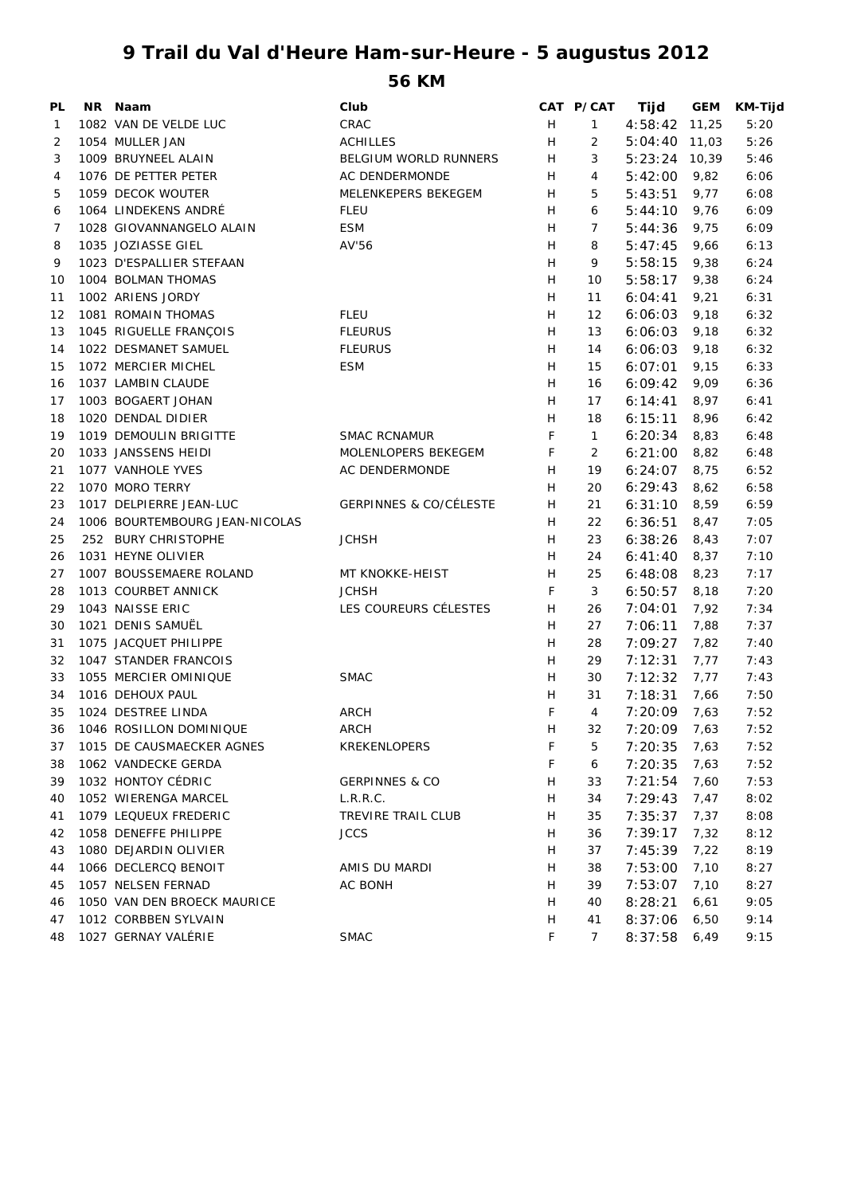# 9 Trail du Val d'Heure Ham-sur-Heure - 5 augustus 2012

## 56 KM

| PL | NR | Naam | Club | CAT | P/CAT | Tijd | GEM | KM-Tijd |
|---|---|---|---|---|---|---|---|---|
| 1 | 1082 | VAN DE VELDE LUC | CRAC | H | 1 | 4:58:42 | 11,25 | 5:20 |
| 2 | 1054 | MULLER JAN | ACHILLES | H | 2 | 5:04:40 | 11,03 | 5:26 |
| 3 | 1009 | BRUYNEEL ALAIN | BELGIUM WORLD RUNNERS | H | 3 | 5:23:24 | 10,39 | 5:46 |
| 4 | 1076 | DE PETTER PETER | AC DENDERMONDE | H | 4 | 5:42:00 | 9,82 | 6:06 |
| 5 | 1059 | DECOK WOUTER | MELENKEPERS BEKEGEM | H | 5 | 5:43:51 | 9,77 | 6:08 |
| 6 | 1064 | LINDEKENS ANDRÉ | FLEU | H | 6 | 5:44:10 | 9,76 | 6:09 |
| 7 | 1028 | GIOVANNANGELO ALAIN | ESM | H | 7 | 5:44:36 | 9,75 | 6:09 |
| 8 | 1035 | JOZIASSE GIEL | AV'56 | H | 8 | 5:47:45 | 9,66 | 6:13 |
| 9 | 1023 | D'ESPALLIER STEFAAN | | H | 9 | 5:58:15 | 9,38 | 6:24 |
| 10 | 1004 | BOLMAN THOMAS | | H | 10 | 5:58:17 | 9,38 | 6:24 |
| 11 | 1002 | ARIENS JORDY | | H | 11 | 6:04:41 | 9,21 | 6:31 |
| 12 | 1081 | ROMAIN THOMAS | FLEU | H | 12 | 6:06:03 | 9,18 | 6:32 |
| 13 | 1045 | RIGUELLE FRANÇOIS | FLEURUS | H | 13 | 6:06:03 | 9,18 | 6:32 |
| 14 | 1022 | DESMANET SAMUEL | FLEURUS | H | 14 | 6:06:03 | 9,18 | 6:32 |
| 15 | 1072 | MERCIER MICHEL | ESM | H | 15 | 6:07:01 | 9,15 | 6:33 |
| 16 | 1037 | LAMBIN CLAUDE | | H | 16 | 6:09:42 | 9,09 | 6:36 |
| 17 | 1003 | BOGAERT JOHAN | | H | 17 | 6:14:41 | 8,97 | 6:41 |
| 18 | 1020 | DENDAL DIDIER | | H | 18 | 6:15:11 | 8,96 | 6:42 |
| 19 | 1019 | DEMOULIN BRIGITTE | SMAC RCNAMUR | F | 1 | 6:20:34 | 8,83 | 6:48 |
| 20 | 1033 | JANSSENS HEIDI | MOLENLOPERS BEKEGEM | F | 2 | 6:21:00 | 8,82 | 6:48 |
| 21 | 1077 | VANHOLE YVES | AC DENDERMONDE | H | 19 | 6:24:07 | 8,75 | 6:52 |
| 22 | 1070 | MORO TERRY | | H | 20 | 6:29:43 | 8,62 | 6:58 |
| 23 | 1017 | DELPIERRE JEAN-LUC | GERPINNES & CO/CÉLESTE | H | 21 | 6:31:10 | 8,59 | 6:59 |
| 24 | 1006 | BOURTEMBOURG JEAN-NICOLAS | | H | 22 | 6:36:51 | 8,47 | 7:05 |
| 25 | 252 | BURY CHRISTOPHE | JCHSH | H | 23 | 6:38:26 | 8,43 | 7:07 |
| 26 | 1031 | HEYNE OLIVIER | | H | 24 | 6:41:40 | 8,37 | 7:10 |
| 27 | 1007 | BOUSSEMAERE ROLAND | MT KNOKKE-HEIST | H | 25 | 6:48:08 | 8,23 | 7:17 |
| 28 | 1013 | COURBET ANNICK | JCHSH | F | 3 | 6:50:57 | 8,18 | 7:20 |
| 29 | 1043 | NAISSE ERIC | LES COUREURS CÉLESTES | H | 26 | 7:04:01 | 7,92 | 7:34 |
| 30 | 1021 | DENIS SAMUËL | | H | 27 | 7:06:11 | 7,88 | 7:37 |
| 31 | 1075 | JACQUET PHILIPPE | | H | 28 | 7:09:27 | 7,82 | 7:40 |
| 32 | 1047 | STANDER FRANCOIS | | H | 29 | 7:12:31 | 7,77 | 7:43 |
| 33 | 1055 | MERCIER OMINIQUE | SMAC | H | 30 | 7:12:32 | 7,77 | 7:43 |
| 34 | 1016 | DEHOUX PAUL | | H | 31 | 7:18:31 | 7,66 | 7:50 |
| 35 | 1024 | DESTREE LINDA | ARCH | F | 4 | 7:20:09 | 7,63 | 7:52 |
| 36 | 1046 | ROSILLON DOMINIQUE | ARCH | H | 32 | 7:20:09 | 7,63 | 7:52 |
| 37 | 1015 | DE CAUSMAECKER AGNES | KREKENLOPERS | F | 5 | 7:20:35 | 7,63 | 7:52 |
| 38 | 1062 | VANDECKE GERDA | | F | 6 | 7:20:35 | 7,63 | 7:52 |
| 39 | 1032 | HONTOY CÉDRIC | GERPINNES & CO | H | 33 | 7:21:54 | 7,60 | 7:53 |
| 40 | 1052 | WIERENGA MARCEL | L.R.R.C. | H | 34 | 7:29:43 | 7,47 | 8:02 |
| 41 | 1079 | LEQUEUX FREDERIC | TREVIRE TRAIL CLUB | H | 35 | 7:35:37 | 7,37 | 8:08 |
| 42 | 1058 | DENEFFE PHILIPPE | JCCS | H | 36 | 7:39:17 | 7,32 | 8:12 |
| 43 | 1080 | DEJARDIN OLIVIER | | H | 37 | 7:45:39 | 7,22 | 8:19 |
| 44 | 1066 | DECLERCQ BENOIT | AMIS DU MARDI | H | 38 | 7:53:00 | 7,10 | 8:27 |
| 45 | 1057 | NELSEN FERNAD | AC BONH | H | 39 | 7:53:07 | 7,10 | 8:27 |
| 46 | 1050 | VAN DEN BROECK MAURICE | | H | 40 | 8:28:21 | 6,61 | 9:05 |
| 47 | 1012 | CORBBEN SYLVAIN | | H | 41 | 8:37:06 | 6,50 | 9:14 |
| 48 | 1027 | GERNAY VALÉRIE | SMAC | F | 7 | 8:37:58 | 6,49 | 9:15 |